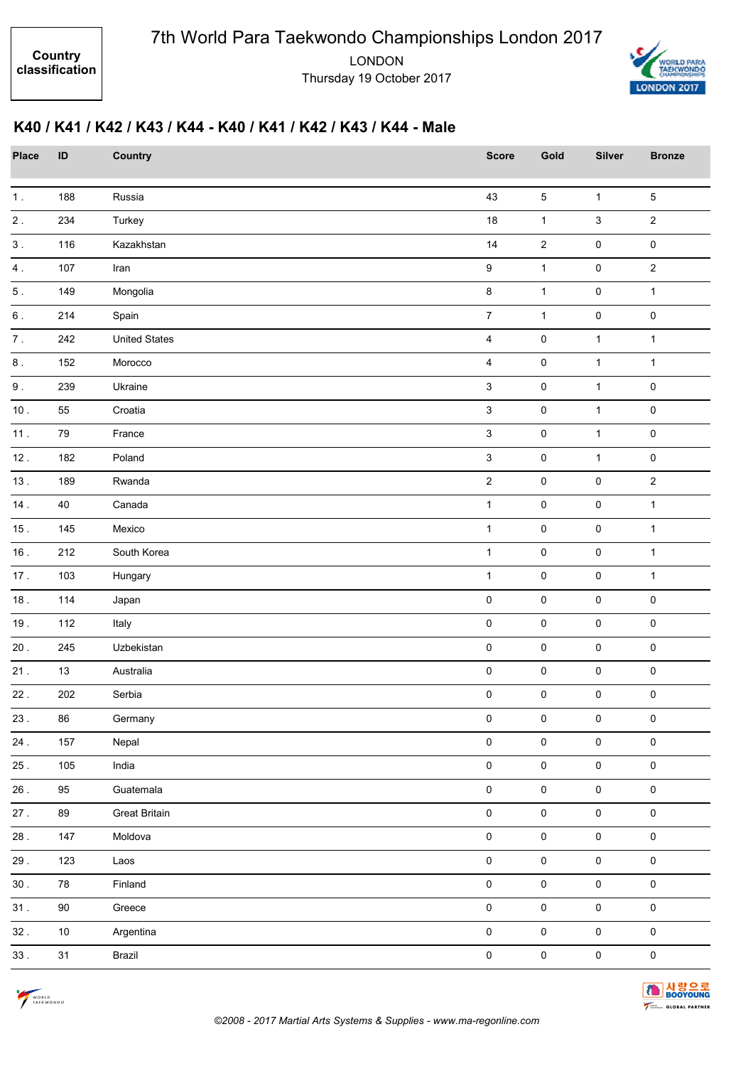Country classification

# 7th World Para Taekwondo Championships London 2017

LONDON
Thursday 19 October 2017

## K40 / K41 / K42 / K43 / K44 - K40 / K41 / K42 / K43 / K44 - Male

| Place | ID | Country | Score | Gold | Silver | Bronze |
|---|---|---|---|---|---|---|
| 1 . | 188 | Russia | 43 | 5 | 1 | 5 |
| 2 . | 234 | Turkey | 18 | 1 | 3 | 2 |
| 3 . | 116 | Kazakhstan | 14 | 2 | 0 | 0 |
| 4 . | 107 | Iran | 9 | 1 | 0 | 2 |
| 5 . | 149 | Mongolia | 8 | 1 | 0 | 1 |
| 6 . | 214 | Spain | 7 | 1 | 0 | 0 |
| 7 . | 242 | United States | 4 | 0 | 1 | 1 |
| 8 . | 152 | Morocco | 4 | 0 | 1 | 1 |
| 9 . | 239 | Ukraine | 3 | 0 | 1 | 0 |
| 10 . | 55 | Croatia | 3 | 0 | 1 | 0 |
| 11 . | 79 | France | 3 | 0 | 1 | 0 |
| 12 . | 182 | Poland | 3 | 0 | 1 | 0 |
| 13 . | 189 | Rwanda | 2 | 0 | 0 | 2 |
| 14 . | 40 | Canada | 1 | 0 | 0 | 1 |
| 15 . | 145 | Mexico | 1 | 0 | 0 | 1 |
| 16 . | 212 | South Korea | 1 | 0 | 0 | 1 |
| 17 . | 103 | Hungary | 1 | 0 | 0 | 1 |
| 18 . | 114 | Japan | 0 | 0 | 0 | 0 |
| 19 . | 112 | Italy | 0 | 0 | 0 | 0 |
| 20 . | 245 | Uzbekistan | 0 | 0 | 0 | 0 |
| 21 . | 13 | Australia | 0 | 0 | 0 | 0 |
| 22 . | 202 | Serbia | 0 | 0 | 0 | 0 |
| 23 . | 86 | Germany | 0 | 0 | 0 | 0 |
| 24 . | 157 | Nepal | 0 | 0 | 0 | 0 |
| 25 . | 105 | India | 0 | 0 | 0 | 0 |
| 26 . | 95 | Guatemala | 0 | 0 | 0 | 0 |
| 27 . | 89 | Great Britain | 0 | 0 | 0 | 0 |
| 28 . | 147 | Moldova | 0 | 0 | 0 | 0 |
| 29 . | 123 | Laos | 0 | 0 | 0 | 0 |
| 30 . | 78 | Finland | 0 | 0 | 0 | 0 |
| 31 . | 90 | Greece | 0 | 0 | 0 | 0 |
| 32 . | 10 | Argentina | 0 | 0 | 0 | 0 |
| 33 . | 31 | Brazil | 0 | 0 | 0 | 0 |

*©2008 - 2017 Martial Arts Systems & Supplies - www.ma-regonline.com*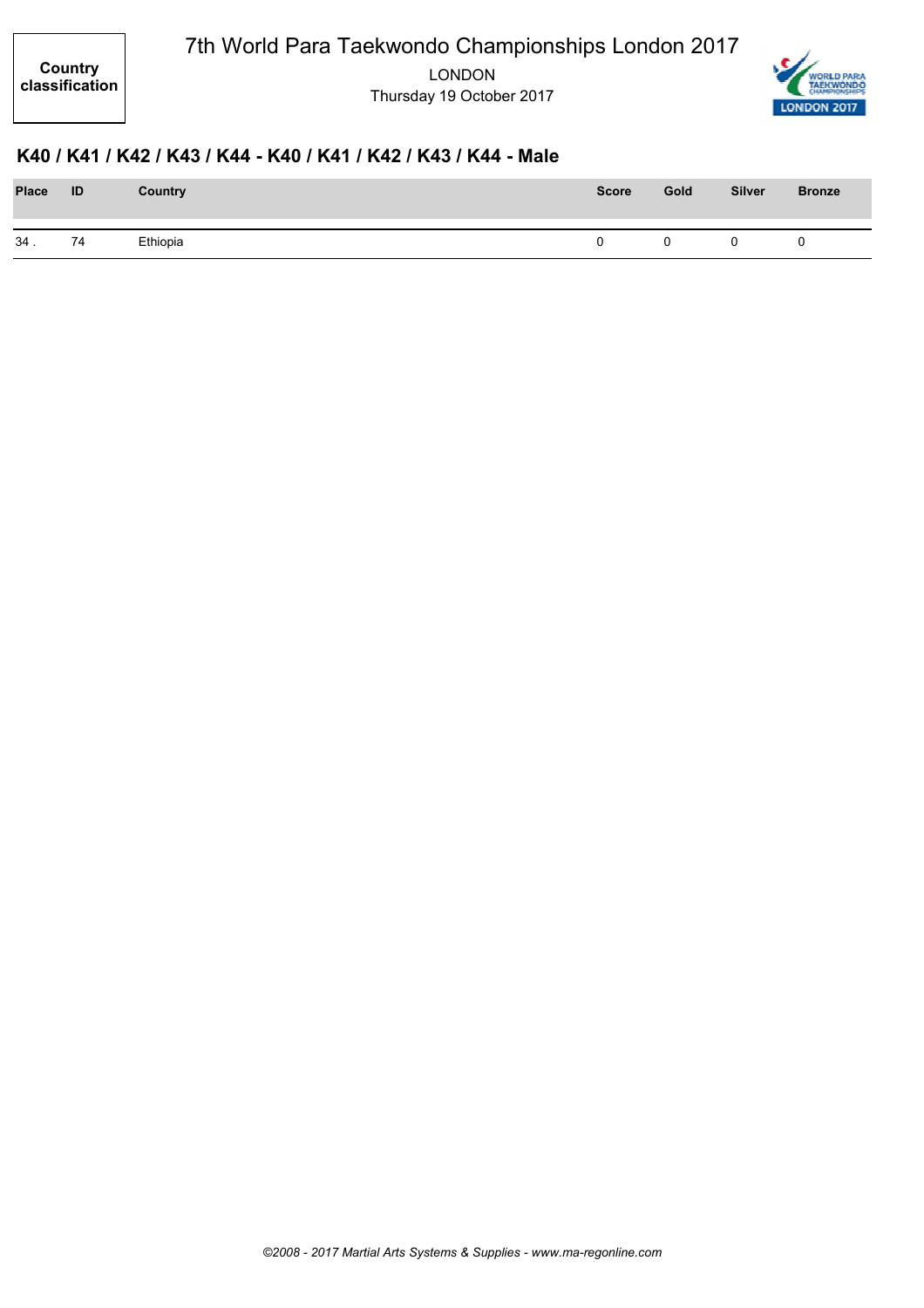Country classification

# 7th World Para Taekwondo Championships London 2017

LONDON
Thursday 19 October 2017

## K40 / K41 / K42 / K43 / K44 - K40 / K41 / K42 / K43 / K44 - Male

| Place | ID | Country | Score | Gold | Silver | Bronze |
|---|---|---|---|---|---|---|
| 34 . | 74 | Ethiopia | 0 | 0 | 0 | 0 |

*©2008 - 2017 Martial Arts Systems & Supplies - www.ma-regonline.com*